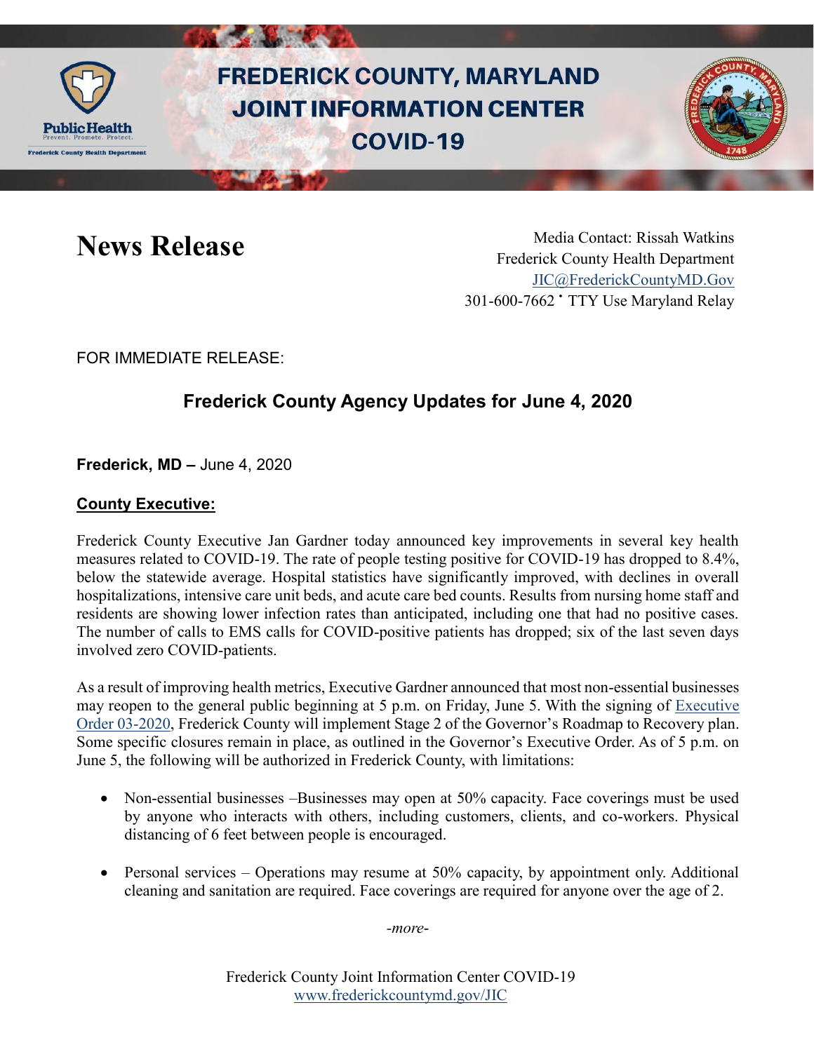# FREDERICK COUNTY, MARYLAND JOINT INFORMATION CENTER COVID-19

Public Health
Prevent. Promote. Protect.
Frederick County Health Department

## News Release

Media Contact: Rissah Watkins
Frederick County Health Department
JIC@FrederickCountyMD.Gov
301-600-7662 • TTY Use Maryland Relay

FOR IMMEDIATE RELEASE:

### Frederick County Agency Updates for June 4, 2020

**Frederick, MD –** June 4, 2020

**County Executive:**

Frederick County Executive Jan Gardner today announced key improvements in several key health measures related to COVID-19. The rate of people testing positive for COVID-19 has dropped to 8.4%, below the statewide average. Hospital statistics have significantly improved, with declines in overall hospitalizations, intensive care unit beds, and acute care bed counts. Results from nursing home staff and residents are showing lower infection rates than anticipated, including one that had no positive cases. The number of calls to EMS calls for COVID-positive patients has dropped; six of the last seven days involved zero COVID-patients.

As a result of improving health metrics, Executive Gardner announced that most non-essential businesses may reopen to the general public beginning at 5 p.m. on Friday, June 5. With the signing of Executive Order 03-2020, Frederick County will implement Stage 2 of the Governor's Roadmap to Recovery plan. Some specific closures remain in place, as outlined in the Governor's Executive Order. As of 5 p.m. on June 5, the following will be authorized in Frederick County, with limitations:

- Non-essential businesses –Businesses may open at 50% capacity. Face coverings must be used by anyone who interacts with others, including customers, clients, and co-workers. Physical distancing of 6 feet between people is encouraged.
- Personal services – Operations may resume at 50% capacity, by appointment only. Additional cleaning and sanitation are required. Face coverings are required for anyone over the age of 2.

*-more-*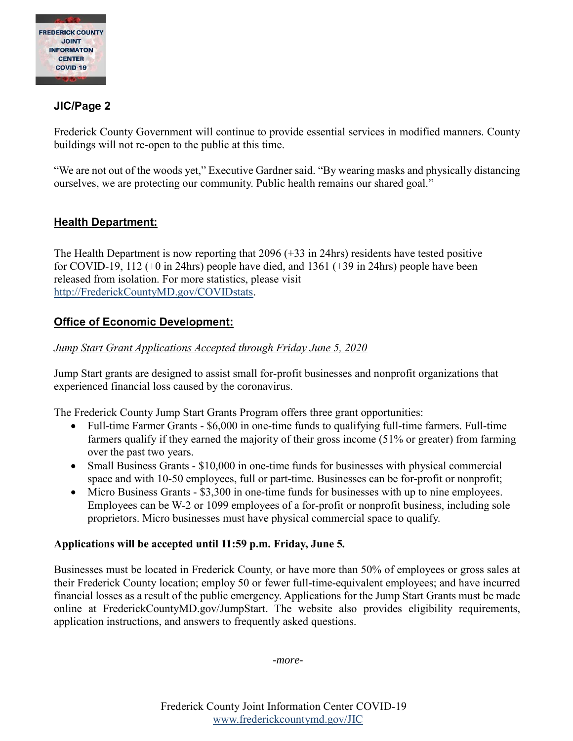**JIC/Page 2**

Frederick County Government will continue to provide essential services in modified manners. County buildings will not re-open to the public at this time.

"We are not out of the woods yet," Executive Gardner said. "By wearing masks and physically distancing ourselves, we are protecting our community. Public health remains our shared goal."

## Health Department:

The Health Department is now reporting that 2096 (+33 in 24hrs) residents have tested positive for COVID-19, 112 (+0 in 24hrs) people have died, and 1361 (+39 in 24hrs) people have been released from isolation. For more statistics, please visit http://FrederickCountyMD.gov/COVIDstats.

## Office of Economic Development:

*Jump Start Grant Applications Accepted through Friday June 5, 2020*

Jump Start grants are designed to assist small for-profit businesses and nonprofit organizations that experienced financial loss caused by the coronavirus.

The Frederick County Jump Start Grants Program offers three grant opportunities:

- Full-time Farmer Grants - $6,000 in one-time funds to qualifying full-time farmers. Full-time farmers qualify if they earned the majority of their gross income (51% or greater) from farming over the past two years.
- Small Business Grants - $10,000 in one-time funds for businesses with physical commercial space and with 10-50 employees, full or part-time. Businesses can be for-profit or nonprofit;
- Micro Business Grants - $3,300 in one-time funds for businesses with up to nine employees. Employees can be W-2 or 1099 employees of a for-profit or nonprofit business, including sole proprietors. Micro businesses must have physical commercial space to qualify.

**Applications will be accepted until 11:59 p.m. Friday, June 5.**

Businesses must be located in Frederick County, or have more than 50% of employees or gross sales at their Frederick County location; employ 50 or fewer full-time-equivalent employees; and have incurred financial losses as a result of the public emergency. Applications for the Jump Start Grants must be made online at FrederickCountyMD.gov/JumpStart. The website also provides eligibility requirements, application instructions, and answers to frequently asked questions.

*-more-*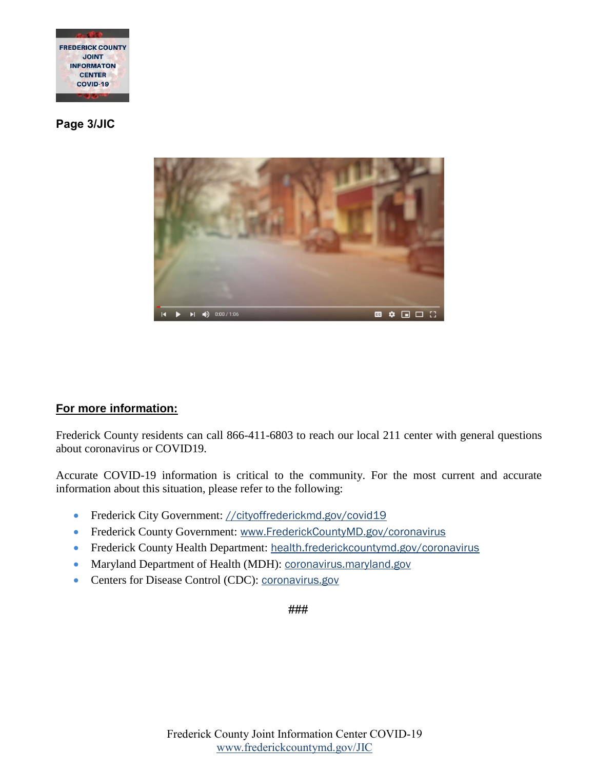**Page 3/JIC**

## For more information:

Frederick County residents can call 866-411-6803 to reach our local 211 center with general questions about coronavirus or COVID19.

Accurate COVID-19 information is critical to the community. For the most current and accurate information about this situation, please refer to the following:

- Frederick City Government: //cityoffrederickmd.gov/covid19
- Frederick County Government: www.FrederickCountyMD.gov/coronavirus
- Frederick County Health Department: health.frederickcountymd.gov/coronavirus
- Maryland Department of Health (MDH): coronavirus.maryland.gov
- Centers for Disease Control (CDC): coronavirus.gov

###